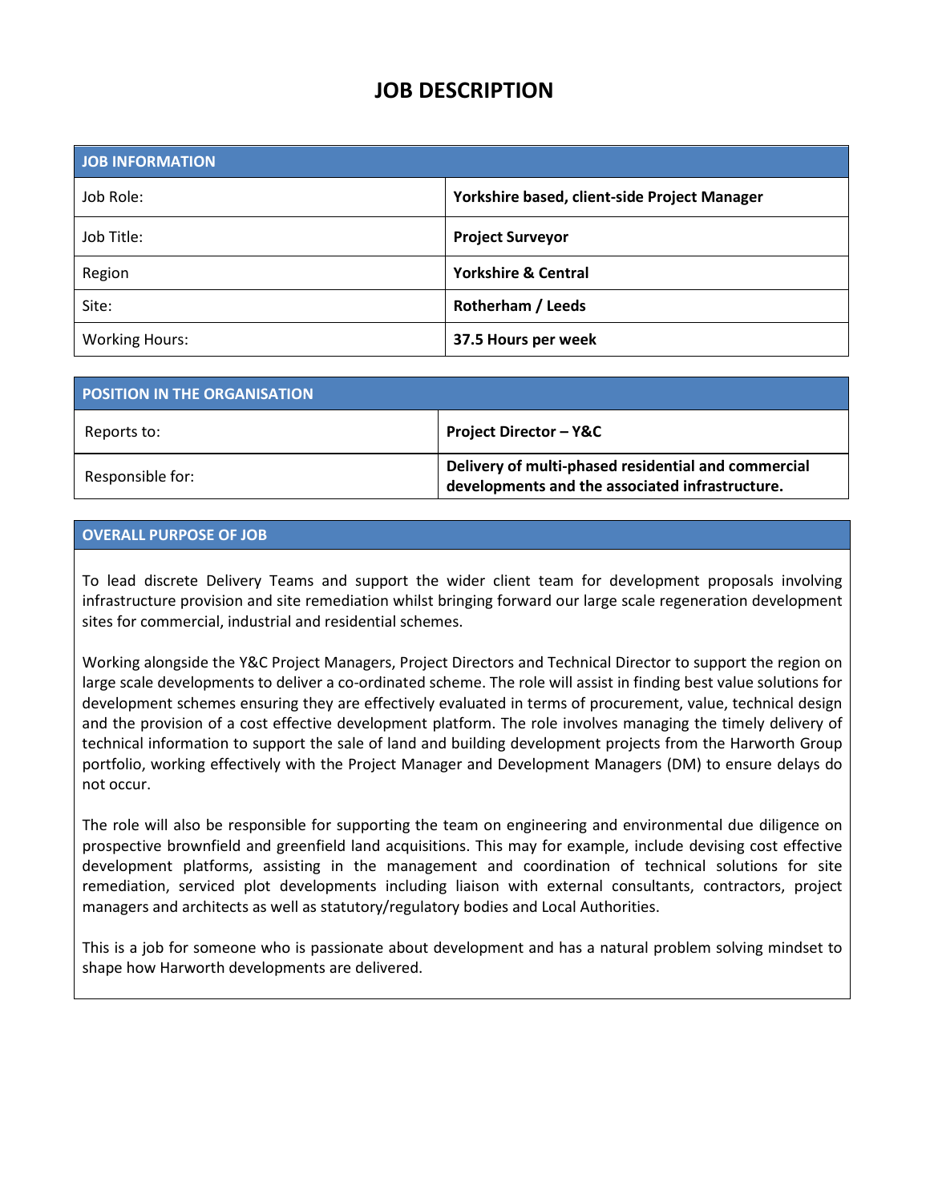# JOB DESCRIPTION

| JOB INFORMATION | |
|---|---|
| Job Role: | **Yorkshire based, client-side Project Manager** |
| Job Title: | **Project Surveyor** |
| Region | **Yorkshire & Central** |
| Site: | **Rotherham / Leeds** |
| Working Hours: | **37.5 Hours per week** |

| POSITION IN THE ORGANISATION | |
|---|---|
| Reports to: | **Project Director – Y&C** |
| Responsible for: | **Delivery of multi-phased residential and commercial developments and the associated infrastructure.** |

## OVERALL PURPOSE OF JOB

To lead discrete Delivery Teams and support the wider client team for development proposals involving infrastructure provision and site remediation whilst bringing forward our large scale regeneration development sites for commercial, industrial and residential schemes.

Working alongside the Y&C Project Managers, Project Directors and Technical Director to support the region on large scale developments to deliver a co-ordinated scheme. The role will assist in finding best value solutions for development schemes ensuring they are effectively evaluated in terms of procurement, value, technical design and the provision of a cost effective development platform. The role involves managing the timely delivery of technical information to support the sale of land and building development projects from the Harworth Group portfolio, working effectively with the Project Manager and Development Managers (DM) to ensure delays do not occur.

The role will also be responsible for supporting the team on engineering and environmental due diligence on prospective brownfield and greenfield land acquisitions. This may for example, include devising cost effective development platforms, assisting in the management and coordination of technical solutions for site remediation, serviced plot developments including liaison with external consultants, contractors, project managers and architects as well as statutory/regulatory bodies and Local Authorities.

This is a job for someone who is passionate about development and has a natural problem solving mindset to shape how Harworth developments are delivered.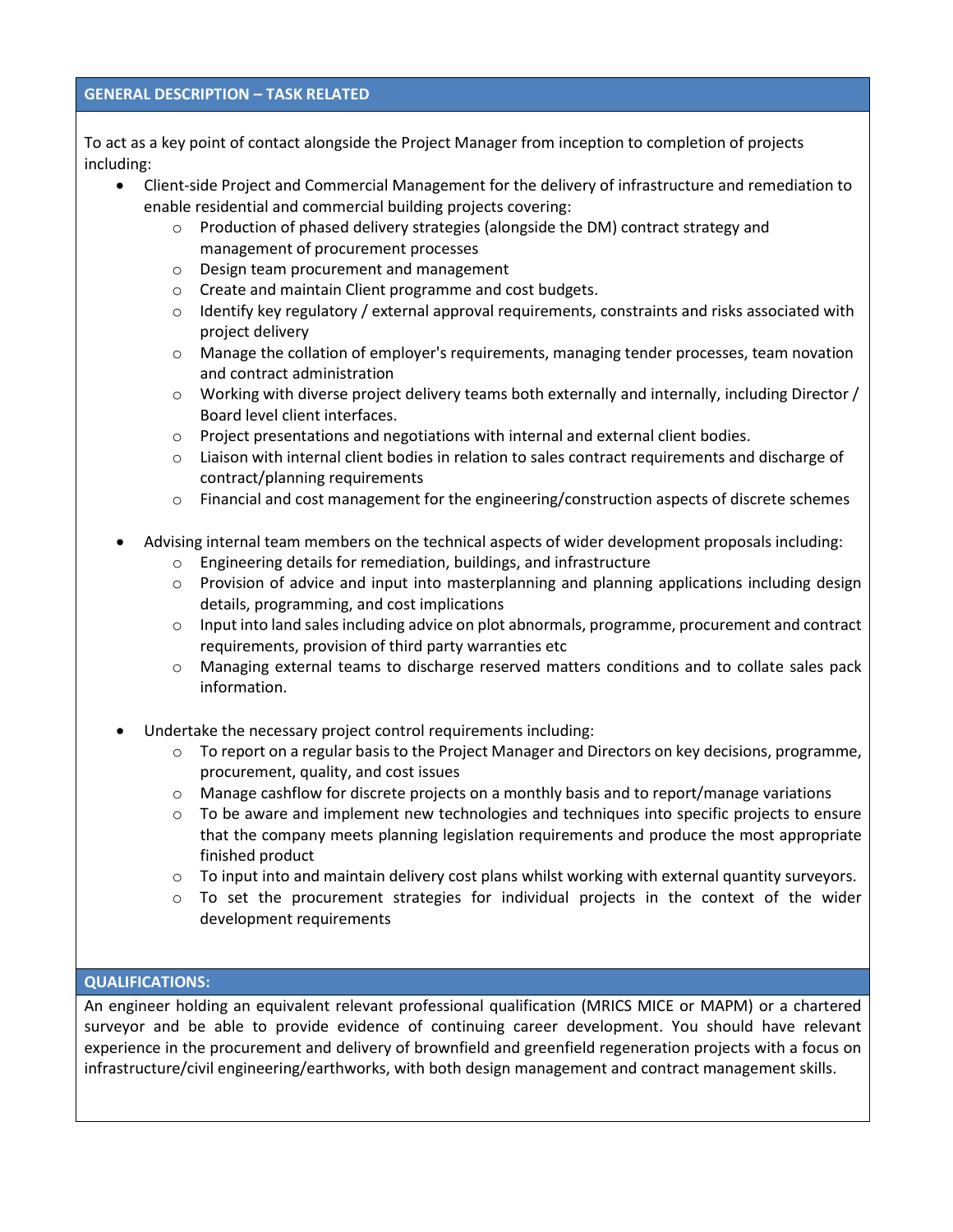## GENERAL DESCRIPTION – TASK RELATED

To act as a key point of contact alongside the Project Manager from inception to completion of projects including:

- Client-side Project and Commercial Management for the delivery of infrastructure and remediation to enable residential and commercial building projects covering:
    - Production of phased delivery strategies (alongside the DM) contract strategy and management of procurement processes
    - Design team procurement and management
    - Create and maintain Client programme and cost budgets.
    - Identify key regulatory / external approval requirements, constraints and risks associated with project delivery
    - Manage the collation of employer's requirements, managing tender processes, team novation and contract administration
    - Working with diverse project delivery teams both externally and internally, including Director / Board level client interfaces.
    - Project presentations and negotiations with internal and external client bodies.
    - Liaison with internal client bodies in relation to sales contract requirements and discharge of contract/planning requirements
    - Financial and cost management for the engineering/construction aspects of discrete schemes

- Advising internal team members on the technical aspects of wider development proposals including:
    - Engineering details for remediation, buildings, and infrastructure
    - Provision of advice and input into masterplanning and planning applications including design details, programming, and cost implications
    - Input into land sales including advice on plot abnormals, programme, procurement and contract requirements, provision of third party warranties etc
    - Managing external teams to discharge reserved matters conditions and to collate sales pack information.

- Undertake the necessary project control requirements including:
    - To report on a regular basis to the Project Manager and Directors on key decisions, programme, procurement, quality, and cost issues
    - Manage cashflow for discrete projects on a monthly basis and to report/manage variations
    - To be aware and implement new technologies and techniques into specific projects to ensure that the company meets planning legislation requirements and produce the most appropriate finished product
    - To input into and maintain delivery cost plans whilst working with external quantity surveyors.
    - To set the procurement strategies for individual projects in the context of the wider development requirements

## QUALIFICATIONS:

An engineer holding an equivalent relevant professional qualification (MRICS MICE or MAPM) or a chartered surveyor and be able to provide evidence of continuing career development. You should have relevant experience in the procurement and delivery of brownfield and greenfield regeneration projects with a focus on infrastructure/civil engineering/earthworks, with both design management and contract management skills.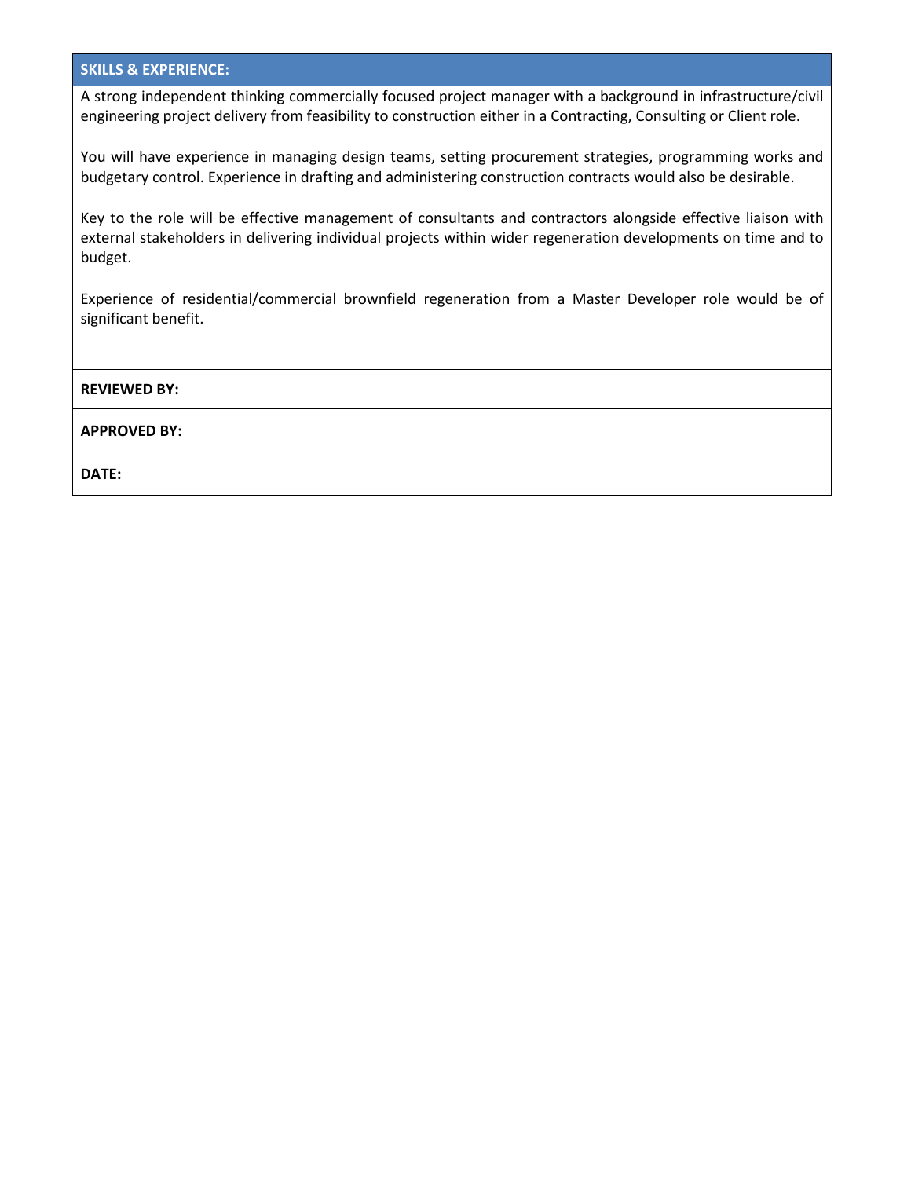## SKILLS & EXPERIENCE:

A strong independent thinking commercially focused project manager with a background in infrastructure/civil engineering project delivery from feasibility to construction either in a Contracting, Consulting or Client role.

You will have experience in managing design teams, setting procurement strategies, programming works and budgetary control. Experience in drafting and administering construction contracts would also be desirable.

Key to the role will be effective management of consultants and contractors alongside effective liaison with external stakeholders in delivering individual projects within wider regeneration developments on time and to budget.

Experience of residential/commercial brownfield regeneration from a Master Developer role would be of significant benefit.

**REVIEWED BY:**

**APPROVED BY:**

**DATE:**